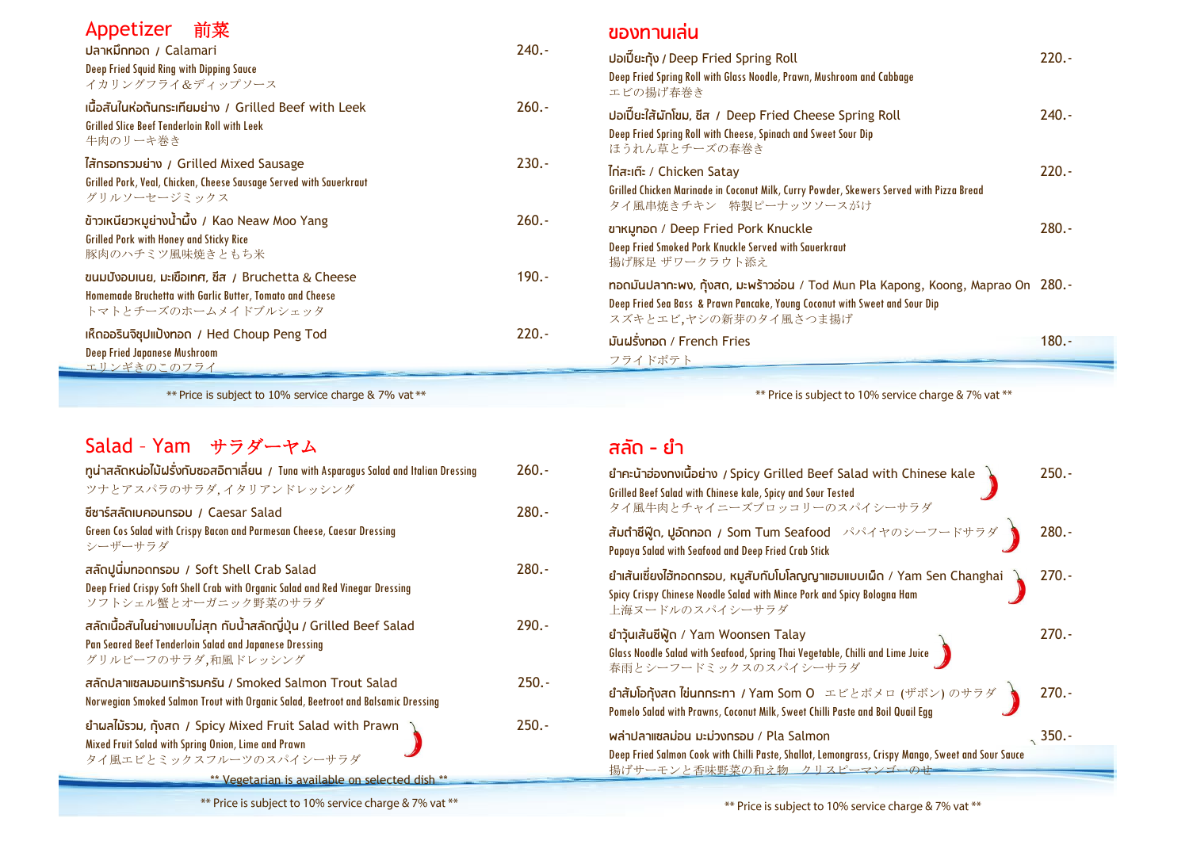## Appetizer 前菜

**ปลาหมึกทอด / Calamari** — 240.-
Deep Fried Squid Ring with Dipping Sauce
イカリングフライ＆ディップソース

**เนื้อสันในห่อต้นกระเทียมย่าง / Grilled Beef with Leek** — 260.-
Grilled Slice Beef Tenderloin Roll with Leek
牛肉のリーキ巻き

**ไส้กรอกรวมย่าง / Grilled Mixed Sausage** — 230.-
Grilled Pork, Veal, Chicken, Cheese Sausage Served with Sauerkraut
グリルソーセージミックス

**ข้าวเหนียวหมูย่างน้ำผึ้ง / Kao Neaw Moo Yang** — 260.-
Grilled Pork with Honey and Sticky Rice
豚肉のハチミツ風味焼きともち米

**ขนมปังอบเนย, มะเขือเทศ, ชีส / Bruchetta & Cheese** — 190.-
Homemade Bruchetta with Garlic Butter, Tomato and Cheese
トマトとチーズのホームメイドブルシェッタ

**เห็ดออรินจิชุบแป้งทอด / Hed Choup Peng Tod** — 220.-
Deep Fried Japanese Mushroom
エリンギきのこのフライ

** Price is subject to 10% service charge & 7% vat **

## ของทานเล่น

**ปอเปี๊ยะกุ้ง / Deep Fried Spring Roll** — 220.-
Deep Fried Spring Roll with Glass Noodle, Prawn, Mushroom and Cabbage
エビの揚げ春巻き

**ปอเปี๊ยะไส้ผักโขม, ชีส / Deep Fried Cheese Spring Roll** — 240.-
Deep Fried Spring Roll with Cheese, Spinach and Sweet Sour Dip
ほうれん草とチーズの春巻き

**ไก่สะเต๊ะ / Chicken Satay** — 220.-
Grilled Chicken Marinade in Coconut Milk, Curry Powder, Skewers Served with Pizza Bread
タイ風串焼きチキン　特製ピーナッツソースがけ

**ขาหมูทอด / Deep Fried Pork Knuckle** — 280.-
Deep Fried Smoked Pork Knuckle Served with Sauerkraut
揚げ豚足 ザワークラウト添え

**ทอดมันปลากะพง, กุ้งสด, มะพร้าวอ่อน / Tod Mun Pla Kapong, Koong, Maprao On** — 280.-
Deep Fried Sea Bass & Prawn Pancake, Young Coconut with Sweet and Sour Dip
スズキとエビ,ヤシの新芽のタイ風さつま揚げ

**มันฝรั่งทอด / French Fries** — 180.-
フライドポテト

** Price is subject to 10% service charge & 7% vat **

## Salad – Yam サラダーヤム

**ทูน่าสลัดหน่อไม้ฝรั่งกับซอสอิตาเลี่ยน / Tuna with Asparagus Salad and Italian Dressing** — 260.-
ツナとアスパラのサラダ, イタリアンドレッシング

**ซีซาร์สลัดเบคอนกรอบ / Caesar Salad** — 280.-
Green Cos Salad with Crispy Bacon and Parmesan Cheese, Caesar Dressing
シーザーサラダ

**สลัดปูนิ่มทอดกรอบ / Soft Shell Crab Salad** — 280.-
Deep Fried Crispy Soft Shell Crab with Organic Salad and Red Vinegar Dressing
ソフトシェル蟹とオーガニック野菜のサラダ

**สลัดเนื้อสันในย่างแบบไม่สุก กับน้ำสลัดญี่ปุ่น / Grilled Beef Salad** — 290.-
Pan Seared Beef Tenderloin Salad and Japanese Dressing
グリルビーフのサラダ,和風ドレッシング

**สลัดปลาแซลมอนเทร้ารมควัน / Smoked Salmon Trout Salad** — 250.-
Norwegian Smoked Salmon Trout with Organic Salad, Beetroot and Balsamic Dressing

**ยำผลไม้รวม, กุ้งสด / Spicy Mixed Fruit Salad with Prawn** 🌶 — 250.-
Mixed Fruit Salad with Spring Onion, Lime and Prawn
タイ風エビとミックスフルーツのスパイシーサラダ

** Vegetarian is available on selected dish **

** Price is subject to 10% service charge & 7% vat **

## สลัด - ยำ

**ยำคะน้าฮ่องกงเนื้อย่าง / Spicy Grilled Beef Salad with Chinese kale** 🌶 — 250.-
Grilled Beef Salad with Chinese kale, Spicy and Sour Tested
タイ風牛肉とチャイニーズブロッコリーのスパイシーサラダ

**ส้มตำซีฟู้ด, ปูอัดทอด / Som Tum Seafood** パパイヤのシーフードサラダ 🌶 — 280.-
Papaya Salad with Seafood and Deep Fried Crab Stick

**ยำเส้นเซี่ยงไฮ้ทอดกรอบ, หมูสับกับโบโลญญาแฮมแบบเผ็ด / Yam Sen Changhai** 🌶 — 270.-
Spicy Crispy Chinese Noodle Salad with Mince Pork and Spicy Bologna Ham
上海ヌードルのスパイシーサラダ

**ยำวุ้นเส้นซีฟู้ด / Yam Woonsen Talay** 🌶 — 270.-
Glass Noodle Salad with Seafood, Spring Thai Vegetable, Chilli and Lime Juice
春雨とシーフードミックスのスパイシーサラダ

**ยำส้มโอกุ้งสด ไข่นกกระทา / Yam Som O** エビとポメロ (ザボン) のサラダ 🌶 — 270.-
Pomelo Salad with Prawns, Coconut Milk, Sweet Chilli Paste and Boil Quail Egg

**พล่าปลาแซลม่อน มะม่วงกรอบ / Pla Salmon** — 350.-
Deep Fried Salmon Cook with Chilli Paste, Shallot, Lemongrass, Crispy Mango, Sweet and Sour Sauce
揚げサーモンと香味野菜の和え物　クリスピーマンゴーのせ

** Price is subject to 10% service charge & 7% vat **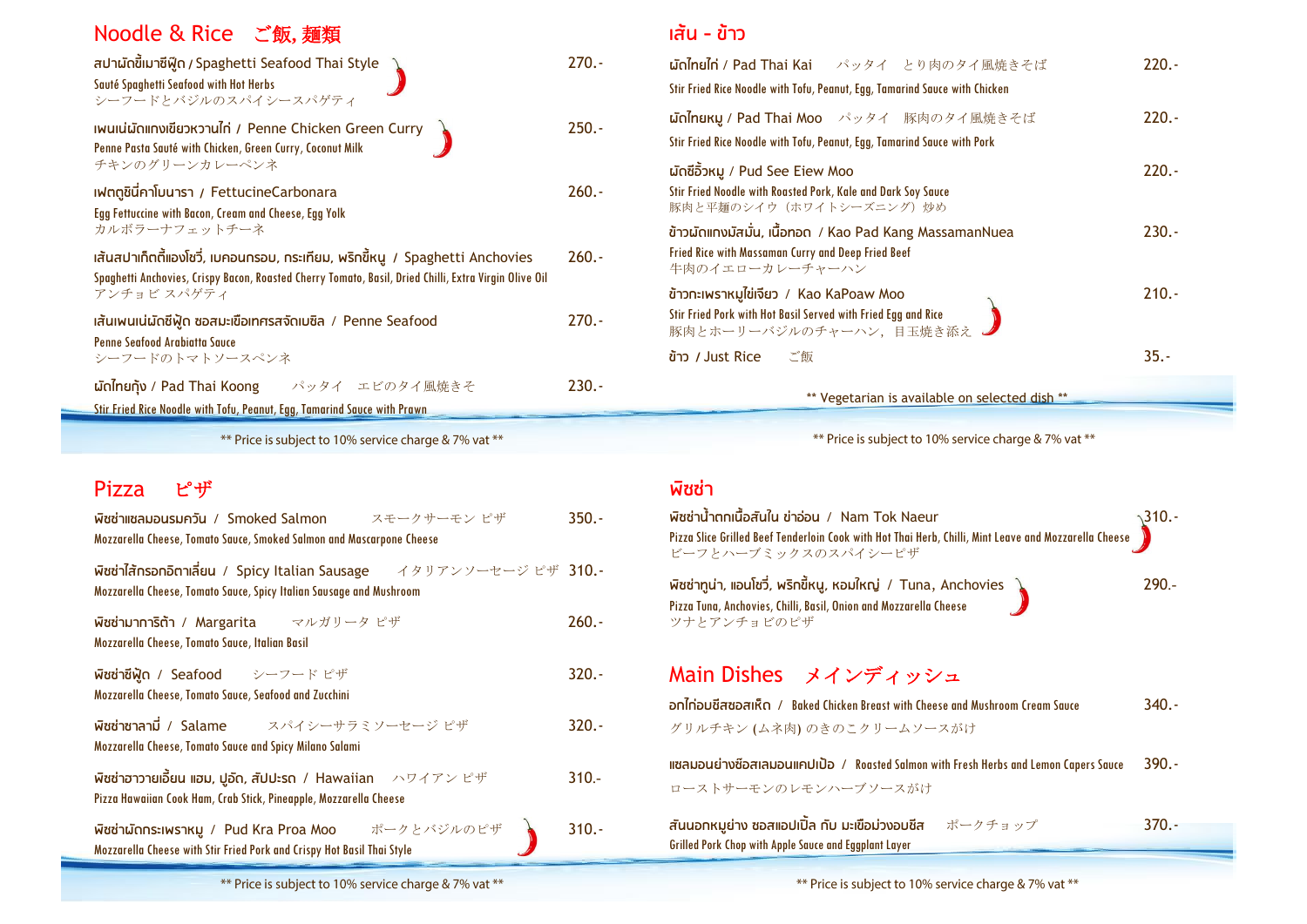## Noodle & Rice　ご飯, 麺類

**สปาผัดขี้เมาซีฟู้ด / Spaghetti Seafood Thai Style** — 270.-
Sauté Spaghetti Seafood with Hot Herbs
シーフードとバジルのスパイシースパゲティ

**เพนเน่ผัดแกงเขียวหวานไก่ / Penne Chicken Green Curry** — 250.-
Penne Pasta Sauté with Chicken, Green Curry, Coconut Milk
チキンのグリーンカレーペンネ

**เฟตตูชินี่คาโบนารา / FettucineCarbonara** — 260.-
Egg Fettuccine with Bacon, Cream and Cheese, Egg Yolk
カルボラーナフェットチーネ

**เส้นสปาเก็ตตี้แองโชวี่, เบคอนกรอบ, กระเทียม, พริกขี้หนู / Spaghetti Anchovies** — 260.-
Spaghetti Anchovies, Crispy Bacon, Roasted Cherry Tomato, Basil, Dried Chilli, Extra Virgin Olive Oil
アンチョビ スパゲティ

**เส้นเพนเน่ผัดซีฟู้ด ซอสมะเขือเทศรสจัดเบซิล / Penne Seafood** — 270.-
Penne Seafood Arabiatta Sauce
シーフードのトマトソースペンネ

**ผัดไทยกุ้ง / Pad Thai Koong**　パッタイ　エビのタイ風焼きそ — 230.-
Stir Fried Rice Noodle with Tofu, Peanut, Egg, Tamarind Sauce with Prawn

** Price is subject to 10% service charge & 7% vat **

## เส้น - ข้าว

**ผัดไทยไก่ / Pad Thai Kai**　パッタイ　とり肉のタイ風焼きそば — 220.-
Stir Fried Rice Noodle with Tofu, Peanut, Egg, Tamarind Sauce with Chicken

**ผัดไทยหมู / Pad Thai Moo**　パッタイ　豚肉のタイ風焼きそば — 220.-
Stir Fried Rice Noodle with Tofu, Peanut, Egg, Tamarind Sauce with Pork

**ผัดซีอิ๊วหมู / Pud See Eiew Moo** — 220.-
Stir Fried Noodle with Roasted Pork, Kale and Dark Soy Sauce
豚肉と平麺のシイウ（ホワイトシーズニング）炒め

**ข้าวผัดแกงมัสมั่น, เนื้อทอด / Kao Pad Kang MassamanNuea** — 230.-
Fried Rice with Massaman Curry and Deep Fried Beef
牛肉のイエローカレーチャーハン

**ข้าวกะเพราหมูไข่เจียว / Kao KaPoaw Moo** — 210.-
Stir Fried Pork with Hot Basil Served with Fried Egg and Rice
豚肉とホーリーバジルのチャーハン，目玉焼き添え

**ข้าว / Just Rice**　ご飯 — 35.-

** Vegetarian is available on selected dish **

** Price is subject to 10% service charge & 7% vat **

## Pizza　ピザ

**พิซซ่าแซลมอนรมควัน / Smoked Salmon**　スモークサーモン ピザ — 350.-
Mozzarella Cheese, Tomato Sauce, Smoked Salmon and Mascarpone Cheese

**พิซซ่าไส้กรอกอิตาเลี่ยน / Spicy Italian Sausage**　イタリアンソーセージ ピザ — 310.-
Mozzarella Cheese, Tomato Sauce, Spicy Italian Sausage and Mushroom

**พิซซ่ามาการิต้า / Margarita**　マルガリータ ピザ — 260.-
Mozzarella Cheese, Tomato Sauce, Italian Basil

**พิซซ่าซีฟู้ด / Seafood**　シーフード ピザ — 320.-
Mozzarella Cheese, Tomato Sauce, Seafood and Zucchini

**พิซซ่าซาลามี่ / Salame**　スパイシーサラミソーセージ ピザ — 320.-
Mozzarella Cheese, Tomato Sauce and Spicy Milano Salami

**พิซซ่าฮาวายเอี้ยน แฮม, ปูอัด, สัปปะรด / Hawaiian**　ハワイアン ピザ — 310.-
Pizza Hawaiian Cook Ham, Crab Stick, Pineapple, Mozzarella Cheese

**พิซซ่าผัดกระเพราหมู / Pud Kra Proa Moo**　ポークとバジルのピザ — 310.-
Mozzarella Cheese with Stir Fried Pork and Crispy Hot Basil Thai Style

** Price is subject to 10% service charge & 7% vat **

## พิซซ่า

**พิซซ่าน้ำตกเนื้อสันใน ข่าอ่อน / Nam Tok Naeur** — 310.-
Pizza Slice Grilled Beef Tenderloin Cook with Hot Thai Herb, Chilli, Mint Leave and Mozzarella Cheese
ビーフとハーブミックスのスパイシーピザ

**พิซซ่าทูน่า, แอนโชวี่, พริกขี้หนู, หอมใหญ่ / Tuna, Anchovies** — 290.-
Pizza Tuna, Anchovies, Chilli, Basil, Onion and Mozzarella Cheese
ツナとアンチョビのピザ

## Main Dishes　メインディッシュ

**อกไก่อบชีสซอสเห็ด / Baked Chicken Breast with Cheese and Mushroom Cream Sauce** — 340.-
グリルチキン (ムネ肉) のきのこクリームソースがけ

**แซลมอนย่างซ๊อสเลมอนแคปเปิ้อ / Roasted Salmon with Fresh Herbs and Lemon Capers Sauce** — 390.-
ローストサーモンのレモンハーブソースがけ

**สันนอกหมูย่าง ซอสแอปเปิ้ล กับ มะเขือม่วงอบชีส**　ポークチョップ — 370.-
Grilled Pork Chop with Apple Sauce and Eggplant Layer

** Price is subject to 10% service charge & 7% vat **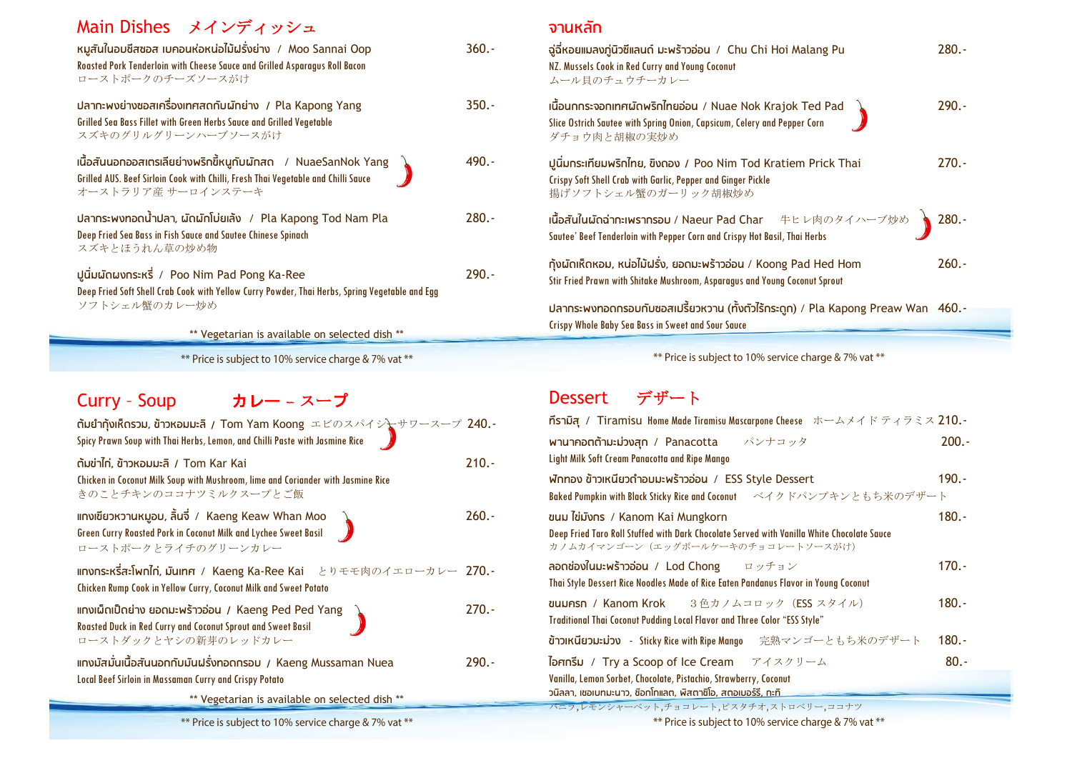## Main Dishes　メインディッシュ

**หมูสันในอบชีสซอส เบคอนห่อหน่อไม้ฝรั่งย่าง / Moo Sannai Oop** — 360.-
Roasted Pork Tenderloin with Cheese Sauce and Grilled Asparagus Roll Bacon
ローストポークのチーズソースがけ

**ปลากะพงย่างซอสเครื่องเทศสดกับผักย่าง / Pla Kapong Yang** — 350.-
Grilled Sea Bass Fillet with Green Herbs Sauce and Grilled Vegetable
スズキのグリルグリーンハーブソースがけ

**เนื้อสันนอกออสเตรเลียย่างพริกขี้หนูกับผักสด / NuaeSanNok Yang** — 490.-
Grilled AUS. Beef Sirloin Cook with Chilli, Fresh Thai Vegetable and Chilli Sauce
オーストラリア産 サーロインステーキ

**ปลากระพงทอดน้ำปลา, ผัดผักโบ่ยเล้ง / Pla Kapong Tod Nam Pla** — 280.-
Deep Fried Sea Bass in Fish Sauce and Sautee Chinese Spinach
スズキとほうれん草の炒め物

**ปูนิ่มผัดผงกระหรี่ / Poo Nim Pad Pong Ka-Ree** — 290.-
Deep Fried Soft Shell Crab Cook with Yellow Curry Powder, Thai Herbs, Spring Vegetable and Egg
ソフトシェル蟹のカレー炒め

** Vegetarian is available on selected dish **

** Price is subject to 10% service charge & 7% vat **

## จานหลัก

**ฉู่ฉี่หอยแมลงภู่นิวซีแลนด์ มะพร้าวอ่อน / Chu Chi Hoi Malang Pu** — 280.-
NZ. Mussels Cook in Red Curry and Young Coconut
ムール貝のチュウチーカレー

**เนื้อนกกระจอกเทศผัดพริกไทยอ่อน / Nuae Nok Krajok Ted Pad** — 290.-
Slice Ostrich Sautee with Spring Onion, Capsicum, Celery and Pepper Corn
ダチョウ肉と胡椒の実炒め

**ปูนิ่มกระเทียมพริกไทย, ขิงดอง / Poo Nim Tod Kratiem Prick Thai** — 270.-
Crispy Soft Shell Crab with Garlic, Pepper and Ginger Pickle
揚げソフトシェル蟹のガーリック胡椒炒め

**เนื้อสันในผัดฉ่ากะเพรากรอบ / Naeur Pad Char**　牛ヒレ肉のタイハーブ炒め — 280.-
Sautee' Beef Tenderloin with Pepper Corn and Crispy Hot Basil, Thai Herbs

**กุ้งผัดเห็ดหอม, หน่อไม้ฝรั่ง, ยอดมะพร้าวอ่อน / Koong Pad Hed Hom** — 260.-
Stir Fried Prawn with Shitake Mushroom, Asparagus and Young Coconut Sprout

**ปลากระพงทอดกรอบกับซอสเปรี้ยวหวาน (ทั้งตัวไร้กระดูก) / Pla Kapong Preaw Wan** — 460.-
Crispy Whole Baby Sea Bass in Sweet and Sour Sauce

** Price is subject to 10% service charge & 7% vat **

## Curry - Soup　カレー - スープ

**ต้มยำกุ้งเห็ดรวม, ข้าวหอมมะลิ / Tom Yam Koong**　エビのスパイシーサワースープ — 240.-
Spicy Prawn Soup with Thai Herbs, Lemon, and Chilli Paste with Jasmine Rice

**ต้มข่าไก่, ข้าวหอมมะลิ / Tom Kar Kai** — 210.-
Chicken in Coconut Milk Soup with Mushroom, lime and Coriander with Jasmine Rice
きのことチキンのココナツミルクスープとご飯

**แกงเขียวหวานหมูอบ, ลิ้นจี่ / Kaeng Keaw Whan Moo** — 260.-
Green Curry Roasted Pork in Coconut Milk and Lychee Sweet Basil
ローストポークとライチのグリーンカレー

**แกงกระหรี่สะโพกไก่, มันเทศ / Kaeng Ka-Ree Kai**　とりモモ肉のイエローカレー — 270.-
Chicken Rump Cook in Yellow Curry, Coconut Milk and Sweet Potato

**แกงเผ็ดเป็ดย่าง ยอดมะพร้าวอ่อน / Kaeng Ped Ped Yang** — 270.-
Roasted Duck in Red Curry and Coconut Sprout and Sweet Basil
ローストダックとヤシの新芽のレッドカレー

**แกงมัสมั่นเนื้อสันนอกกับมันฝรั่งทอดกรอบ / Kaeng Mussaman Nuea** — 290.-
Local Beef Sirloin in Massaman Curry and Crispy Potato

** Vegetarian is available on selected dish **

** Price is subject to 10% service charge & 7% vat **

## Dessert　デザート

**ทีรามิสุ / Tiramisu** Home Made Tiramisu Mascarpone Cheese　ホームメイドティラミス — 210.-

**พานาคอตต้ามะม่วงสุก / Panacotta**　パンナコッタ — 200.-
Light Milk Soft Cream Panacotta and Ripe Mango

**ฟักทอง ข้าวเหนียวดำอบมะพร้าวอ่อน / ESS Style Dessert** — 190.-
Baked Pumpkin with Black Sticky Rice and Coconut　ベイクドパンプキンともち米のデザート

**ขนม ไข่มังกร / Kanom Kai Mungkorn** — 180.-
Deep Fried Taro Roll Stuffed with Dark Chocolate Served with Vanilla White Chocolate Sauce
カノムカイマンゴーン（エッグボールケーキのチョコレートソースがけ）

**ลอดช่องในมะพร้าวอ่อน / Lod Chong**　ロッチョン — 170.-
Thai Style Dessert Rice Noodles Made of Rice Eaten Pandanus Flavor in Young Coconut

**ขนมครก / Kanom Krok**　３色カノムコロック（ESS スタイル） — 180.-
Traditional Thai Coconut Pudding Local Flavor and Three Color "ESS Style"

**ข้าวเหนียวมะม่วง - Sticky Rice with Ripe Mango**　完熟マンゴーともち米のデザート — 180.-

**ไอศกรีม / Try a Scoop of Ice Cream**　アイスクリーム — 80.-
Vanilla, Lemon Sorbet, Chocolate, Pistachio, Strawberry, Coconut
วนิลลา, เชอเบทมะนาว, ช็อกโกแลต, พิสตาชิโอ, สตอเบอร์รี่, กะทิ
バニラ,レモンシャーベット,チョコレート,ピスタチオ,ストロベリー,ココナツ

** Price is subject to 10% service charge & 7% vat **